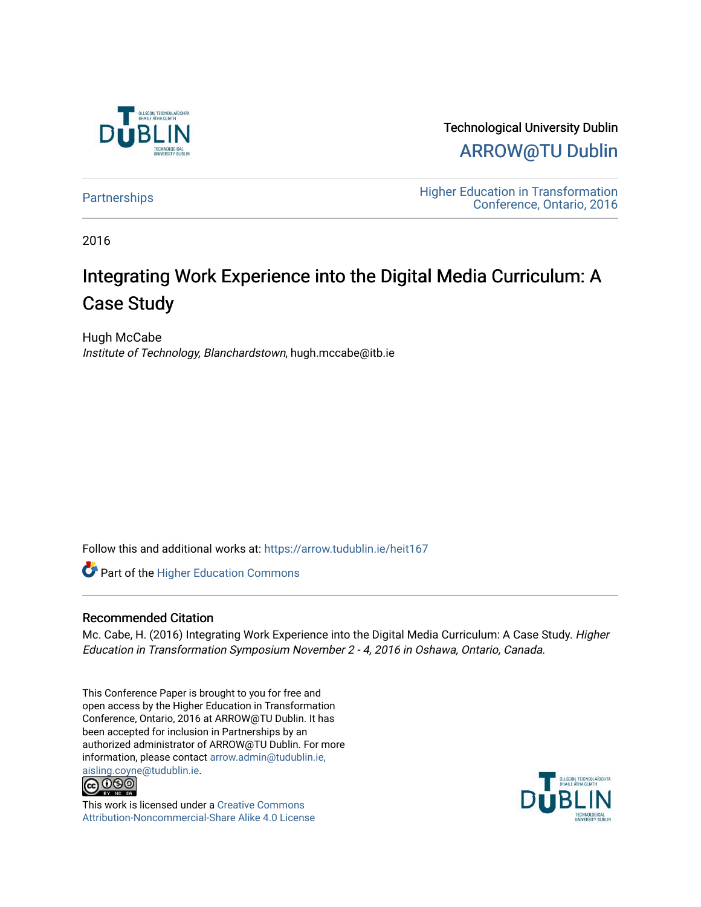Technological University Dublin

ARROW@TU Dublin

Partnerships

Higher Education in Transformation Conference, Ontario, 2016

2016

# Integrating Work Experience into the Digital Media Curriculum: A Case Study

Hugh McCabe
*Institute of Technology, Blanchardstown*, hugh.mccabe@itb.ie

Follow this and additional works at: https://arrow.tudublin.ie/heit167

Part of the Higher Education Commons

## Recommended Citation

Mc. Cabe, H. (2016) Integrating Work Experience into the Digital Media Curriculum: A Case Study. *Higher Education in Transformation Symposium November 2 - 4, 2016 in Oshawa, Ontario, Canada*.

This Conference Paper is brought to you for free and open access by the Higher Education in Transformation Conference, Ontario, 2016 at ARROW@TU Dublin. It has been accepted for inclusion in Partnerships by an authorized administrator of ARROW@TU Dublin. For more information, please contact arrow.admin@tudublin.ie, aisling.coyne@tudublin.ie.

This work is licensed under a Creative Commons Attribution-Noncommercial-Share Alike 4.0 License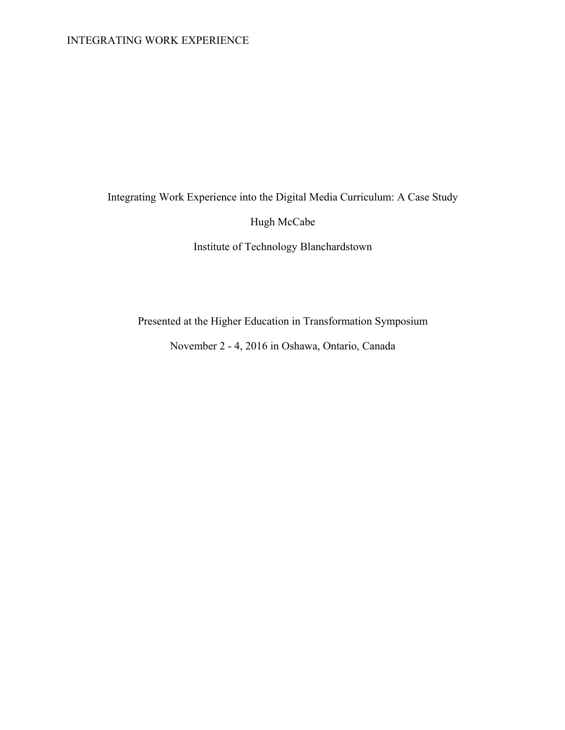# Integrating Work Experience into the Digital Media Curriculum: A Case Study

Hugh McCabe

Institute of Technology Blanchardstown

Presented at the Higher Education in Transformation Symposium

November 2 - 4, 2016 in Oshawa, Ontario, Canada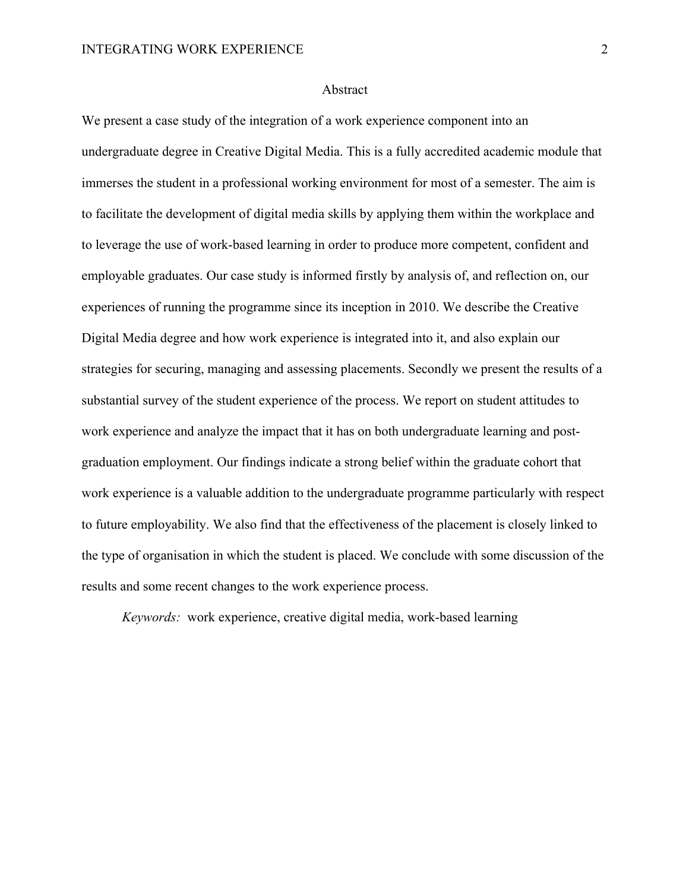## Abstract

We present a case study of the integration of a work experience component into an undergraduate degree in Creative Digital Media. This is a fully accredited academic module that immerses the student in a professional working environment for most of a semester. The aim is to facilitate the development of digital media skills by applying them within the workplace and to leverage the use of work-based learning in order to produce more competent, confident and employable graduates. Our case study is informed firstly by analysis of, and reflection on, our experiences of running the programme since its inception in 2010. We describe the Creative Digital Media degree and how work experience is integrated into it, and also explain our strategies for securing, managing and assessing placements. Secondly we present the results of a substantial survey of the student experience of the process. We report on student attitudes to work experience and analyze the impact that it has on both undergraduate learning and post-graduation employment. Our findings indicate a strong belief within the graduate cohort that work experience is a valuable addition to the undergraduate programme particularly with respect to future employability. We also find that the effectiveness of the placement is closely linked to the type of organisation in which the student is placed. We conclude with some discussion of the results and some recent changes to the work experience process.

*Keywords:* work experience, creative digital media, work-based learning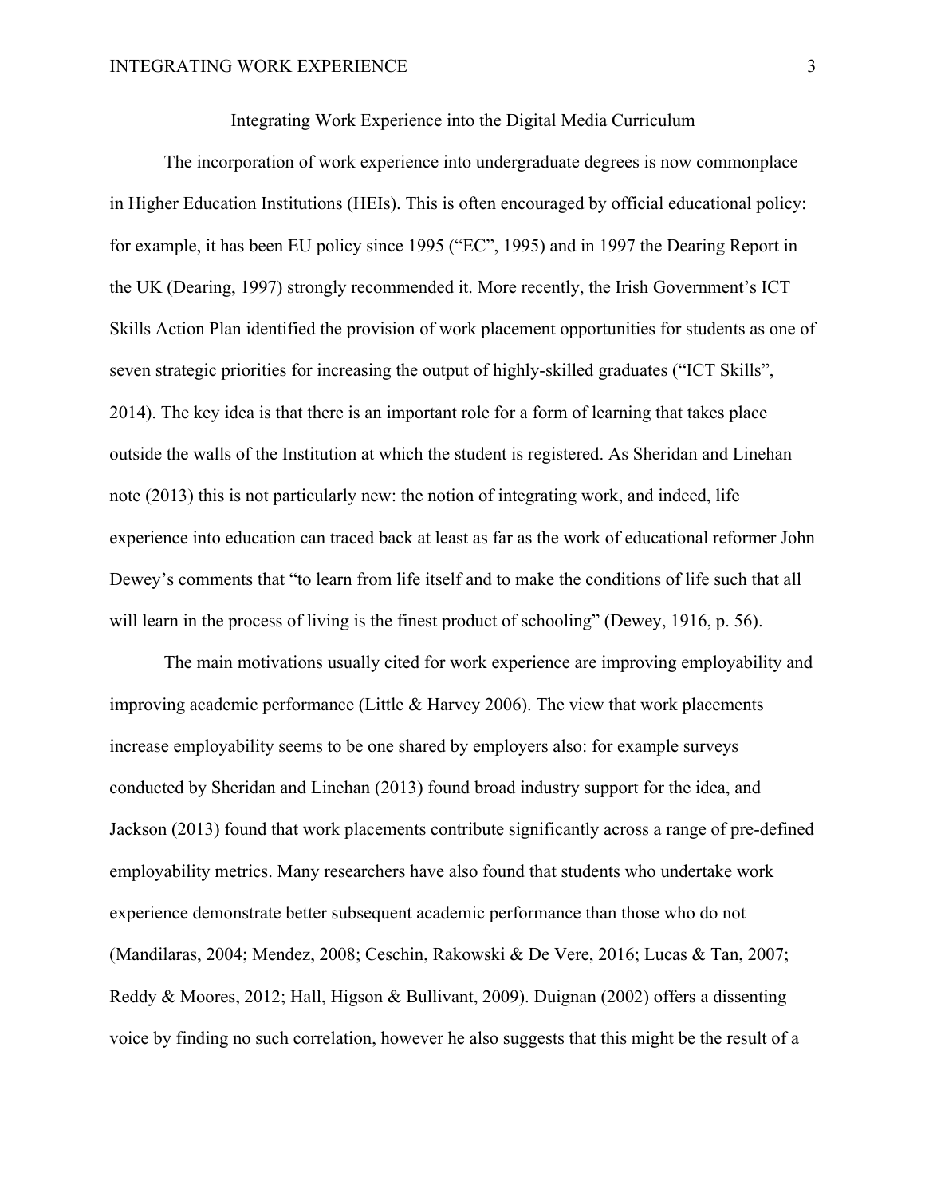# Integrating Work Experience into the Digital Media Curriculum

The incorporation of work experience into undergraduate degrees is now commonplace in Higher Education Institutions (HEIs). This is often encouraged by official educational policy: for example, it has been EU policy since 1995 ("EC", 1995) and in 1997 the Dearing Report in the UK (Dearing, 1997) strongly recommended it. More recently, the Irish Government's ICT Skills Action Plan identified the provision of work placement opportunities for students as one of seven strategic priorities for increasing the output of highly-skilled graduates ("ICT Skills", 2014). The key idea is that there is an important role for a form of learning that takes place outside the walls of the Institution at which the student is registered. As Sheridan and Linehan note (2013) this is not particularly new: the notion of integrating work, and indeed, life experience into education can traced back at least as far as the work of educational reformer John Dewey's comments that "to learn from life itself and to make the conditions of life such that all will learn in the process of living is the finest product of schooling" (Dewey, 1916, p. 56).

The main motivations usually cited for work experience are improving employability and improving academic performance (Little & Harvey 2006). The view that work placements increase employability seems to be one shared by employers also: for example surveys conducted by Sheridan and Linehan (2013) found broad industry support for the idea, and Jackson (2013) found that work placements contribute significantly across a range of pre-defined employability metrics. Many researchers have also found that students who undertake work experience demonstrate better subsequent academic performance than those who do not (Mandilaras, 2004; Mendez, 2008; Ceschin, Rakowski & De Vere, 2016; Lucas & Tan, 2007; Reddy & Moores, 2012; Hall, Higson & Bullivant, 2009). Duignan (2002) offers a dissenting voice by finding no such correlation, however he also suggests that this might be the result of a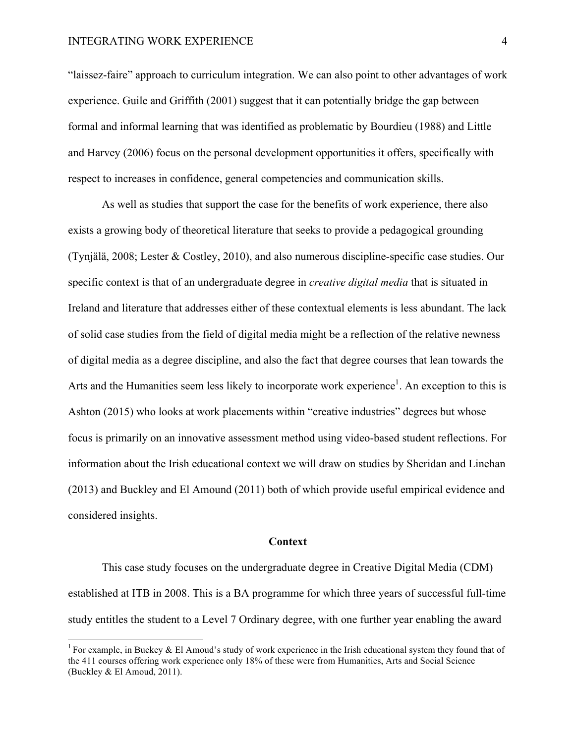"laissez-faire" approach to curriculum integration. We can also point to other advantages of work experience. Guile and Griffith (2001) suggest that it can potentially bridge the gap between formal and informal learning that was identified as problematic by Bourdieu (1988) and Little and Harvey (2006) focus on the personal development opportunities it offers, specifically with respect to increases in confidence, general competencies and communication skills.

As well as studies that support the case for the benefits of work experience, there also exists a growing body of theoretical literature that seeks to provide a pedagogical grounding (Tynjälä, 2008; Lester & Costley, 2010), and also numerous discipline-specific case studies. Our specific context is that of an undergraduate degree in *creative digital media* that is situated in Ireland and literature that addresses either of these contextual elements is less abundant. The lack of solid case studies from the field of digital media might be a reflection of the relative newness of digital media as a degree discipline, and also the fact that degree courses that lean towards the Arts and the Humanities seem less likely to incorporate work experience[1]. An exception to this is Ashton (2015) who looks at work placements within "creative industries" degrees but whose focus is primarily on an innovative assessment method using video-based student reflections. For information about the Irish educational context we will draw on studies by Sheridan and Linehan (2013) and Buckley and El Amound (2011) both of which provide useful empirical evidence and considered insights.

## Context

This case study focuses on the undergraduate degree in Creative Digital Media (CDM) established at ITB in 2008. This is a BA programme for which three years of successful full-time study entitles the student to a Level 7 Ordinary degree, with one further year enabling the award

[1] For example, in Buckey & El Amoud's study of work experience in the Irish educational system they found that of the 411 courses offering work experience only 18% of these were from Humanities, Arts and Social Science (Buckley & El Amoud, 2011).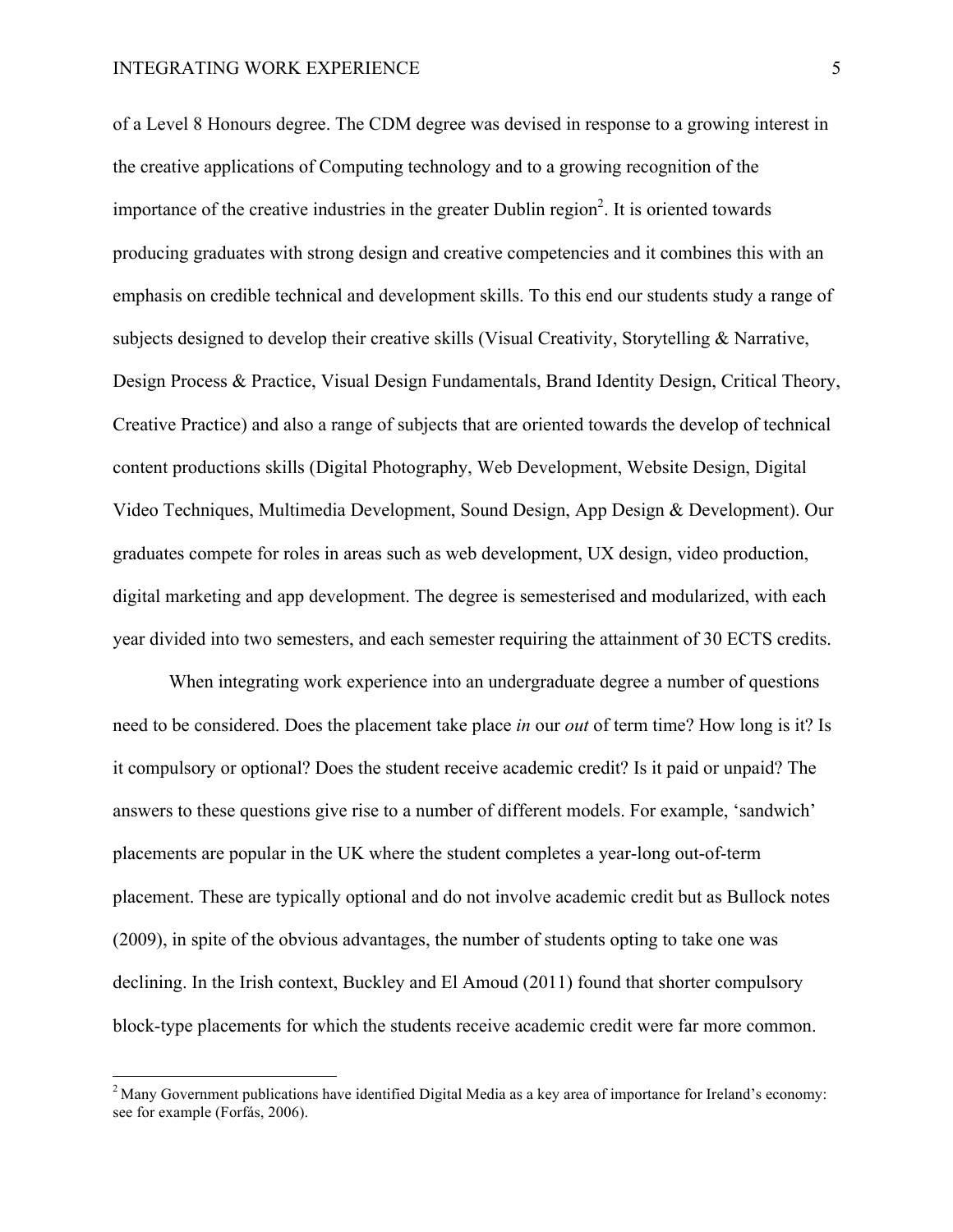of a Level 8 Honours degree. The CDM degree was devised in response to a growing interest in the creative applications of Computing technology and to a growing recognition of the importance of the creative industries in the greater Dublin region[2]. It is oriented towards producing graduates with strong design and creative competencies and it combines this with an emphasis on credible technical and development skills. To this end our students study a range of subjects designed to develop their creative skills (Visual Creativity, Storytelling & Narrative, Design Process & Practice, Visual Design Fundamentals, Brand Identity Design, Critical Theory, Creative Practice) and also a range of subjects that are oriented towards the develop of technical content productions skills (Digital Photography, Web Development, Website Design, Digital Video Techniques, Multimedia Development, Sound Design, App Design & Development). Our graduates compete for roles in areas such as web development, UX design, video production, digital marketing and app development. The degree is semesterised and modularized, with each year divided into two semesters, and each semester requiring the attainment of 30 ECTS credits.

When integrating work experience into an undergraduate degree a number of questions need to be considered. Does the placement take place *in* our *out* of term time? How long is it? Is it compulsory or optional? Does the student receive academic credit? Is it paid or unpaid? The answers to these questions give rise to a number of different models. For example, 'sandwich' placements are popular in the UK where the student completes a year-long out-of-term placement. These are typically optional and do not involve academic credit but as Bullock notes (2009), in spite of the obvious advantages, the number of students opting to take one was declining. In the Irish context, Buckley and El Amoud (2011) found that shorter compulsory block-type placements for which the students receive academic credit were far more common.

---

[2] Many Government publications have identified Digital Media as a key area of importance for Ireland's economy: see for example (Forfás, 2006).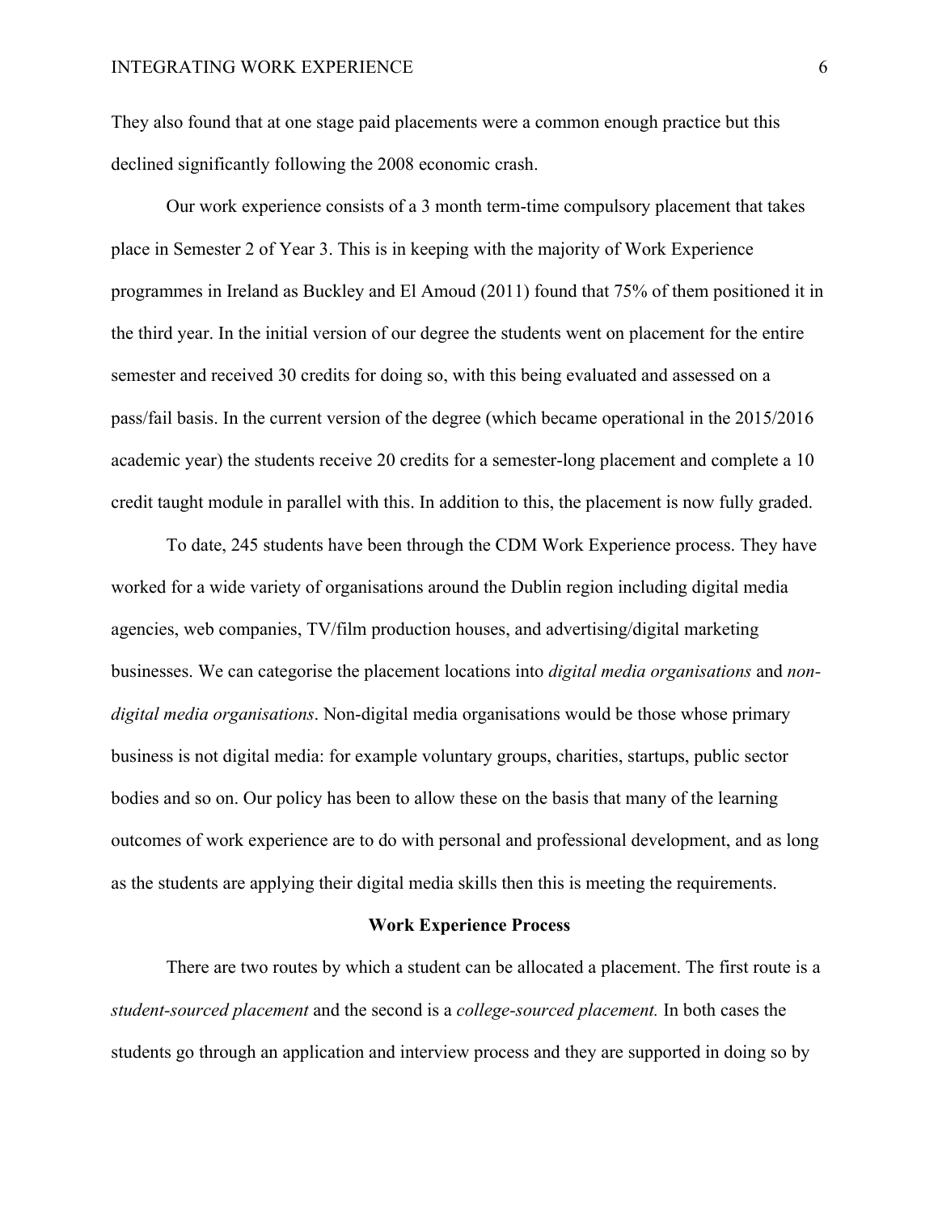They also found that at one stage paid placements were a common enough practice but this declined significantly following the 2008 economic crash.

Our work experience consists of a 3 month term-time compulsory placement that takes place in Semester 2 of Year 3. This is in keeping with the majority of Work Experience programmes in Ireland as Buckley and El Amoud (2011) found that 75% of them positioned it in the third year. In the initial version of our degree the students went on placement for the entire semester and received 30 credits for doing so, with this being evaluated and assessed on a pass/fail basis. In the current version of the degree (which became operational in the 2015/2016 academic year) the students receive 20 credits for a semester-long placement and complete a 10 credit taught module in parallel with this. In addition to this, the placement is now fully graded.

To date, 245 students have been through the CDM Work Experience process. They have worked for a wide variety of organisations around the Dublin region including digital media agencies, web companies, TV/film production houses, and advertising/digital marketing businesses. We can categorise the placement locations into *digital media organisations* and *non-digital media organisations*. Non-digital media organisations would be those whose primary business is not digital media: for example voluntary groups, charities, startups, public sector bodies and so on. Our policy has been to allow these on the basis that many of the learning outcomes of work experience are to do with personal and professional development, and as long as the students are applying their digital media skills then this is meeting the requirements.

## Work Experience Process

There are two routes by which a student can be allocated a placement. The first route is a *student-sourced placement* and the second is a *college-sourced placement.* In both cases the students go through an application and interview process and they are supported in doing so by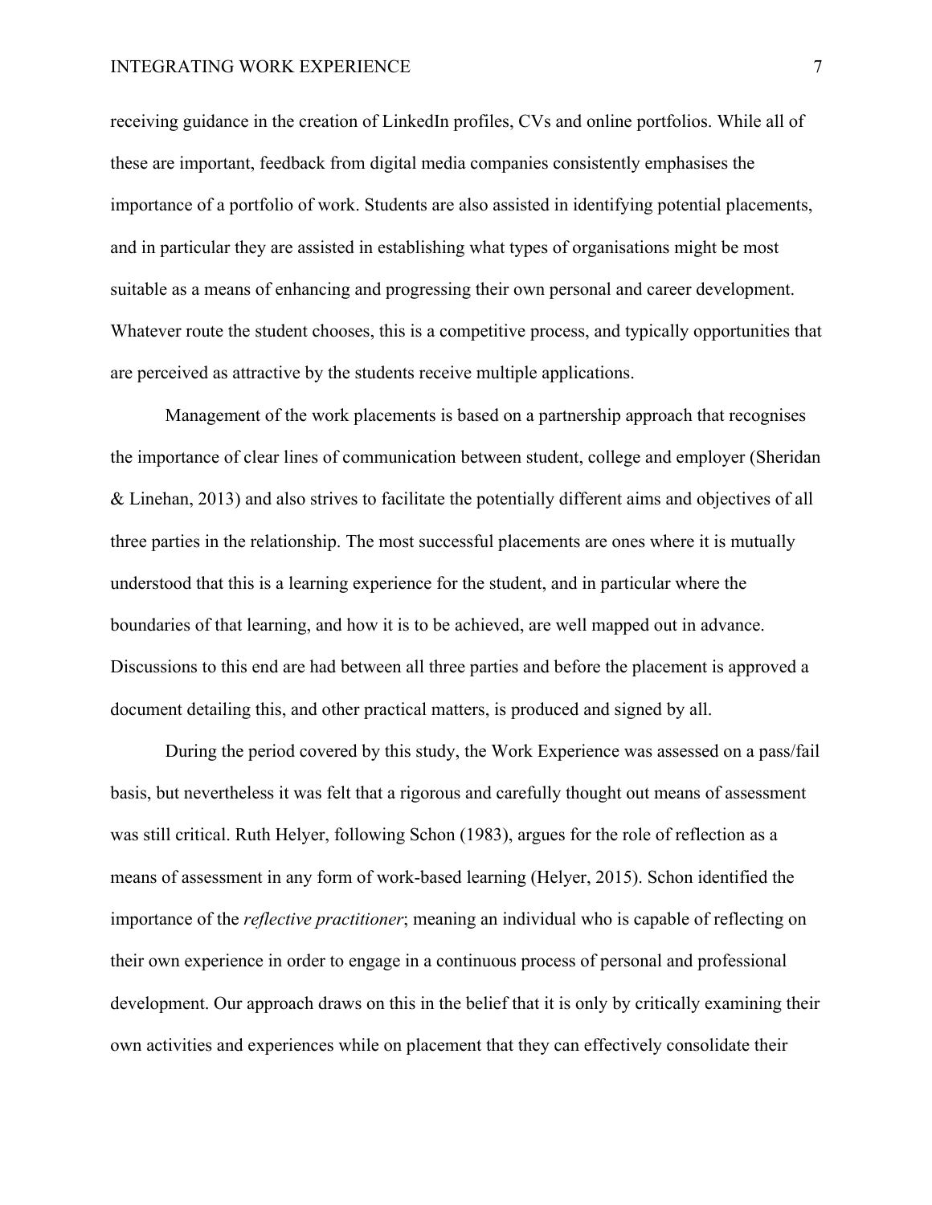receiving guidance in the creation of LinkedIn profiles, CVs and online portfolios. While all of these are important, feedback from digital media companies consistently emphasises the importance of a portfolio of work. Students are also assisted in identifying potential placements, and in particular they are assisted in establishing what types of organisations might be most suitable as a means of enhancing and progressing their own personal and career development. Whatever route the student chooses, this is a competitive process, and typically opportunities that are perceived as attractive by the students receive multiple applications.

Management of the work placements is based on a partnership approach that recognises the importance of clear lines of communication between student, college and employer (Sheridan & Linehan, 2013) and also strives to facilitate the potentially different aims and objectives of all three parties in the relationship. The most successful placements are ones where it is mutually understood that this is a learning experience for the student, and in particular where the boundaries of that learning, and how it is to be achieved, are well mapped out in advance. Discussions to this end are had between all three parties and before the placement is approved a document detailing this, and other practical matters, is produced and signed by all.

During the period covered by this study, the Work Experience was assessed on a pass/fail basis, but nevertheless it was felt that a rigorous and carefully thought out means of assessment was still critical. Ruth Helyer, following Schon (1983), argues for the role of reflection as a means of assessment in any form of work-based learning (Helyer, 2015). Schon identified the importance of the *reflective practitioner*; meaning an individual who is capable of reflecting on their own experience in order to engage in a continuous process of personal and professional development. Our approach draws on this in the belief that it is only by critically examining their own activities and experiences while on placement that they can effectively consolidate their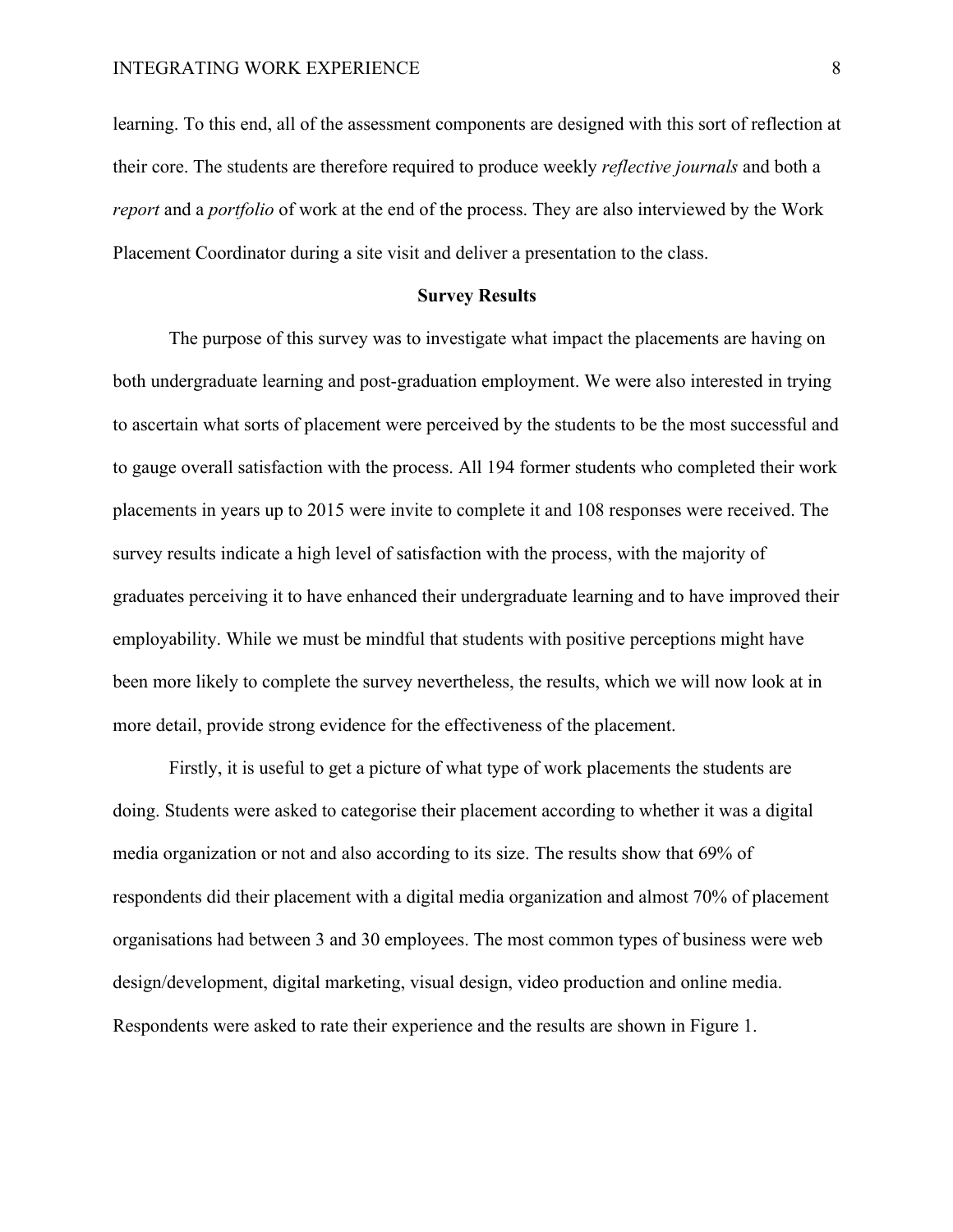learning. To this end, all of the assessment components are designed with this sort of reflection at their core. The students are therefore required to produce weekly *reflective journals* and both a *report* and a *portfolio* of work at the end of the process. They are also interviewed by the Work Placement Coordinator during a site visit and deliver a presentation to the class.

## Survey Results

The purpose of this survey was to investigate what impact the placements are having on both undergraduate learning and post-graduation employment. We were also interested in trying to ascertain what sorts of placement were perceived by the students to be the most successful and to gauge overall satisfaction with the process. All 194 former students who completed their work placements in years up to 2015 were invite to complete it and 108 responses were received. The survey results indicate a high level of satisfaction with the process, with the majority of graduates perceiving it to have enhanced their undergraduate learning and to have improved their employability. While we must be mindful that students with positive perceptions might have been more likely to complete the survey nevertheless, the results, which we will now look at in more detail, provide strong evidence for the effectiveness of the placement.

Firstly, it is useful to get a picture of what type of work placements the students are doing. Students were asked to categorise their placement according to whether it was a digital media organization or not and also according to its size. The results show that 69% of respondents did their placement with a digital media organization and almost 70% of placement organisations had between 3 and 30 employees. The most common types of business were web design/development, digital marketing, visual design, video production and online media. Respondents were asked to rate their experience and the results are shown in Figure 1.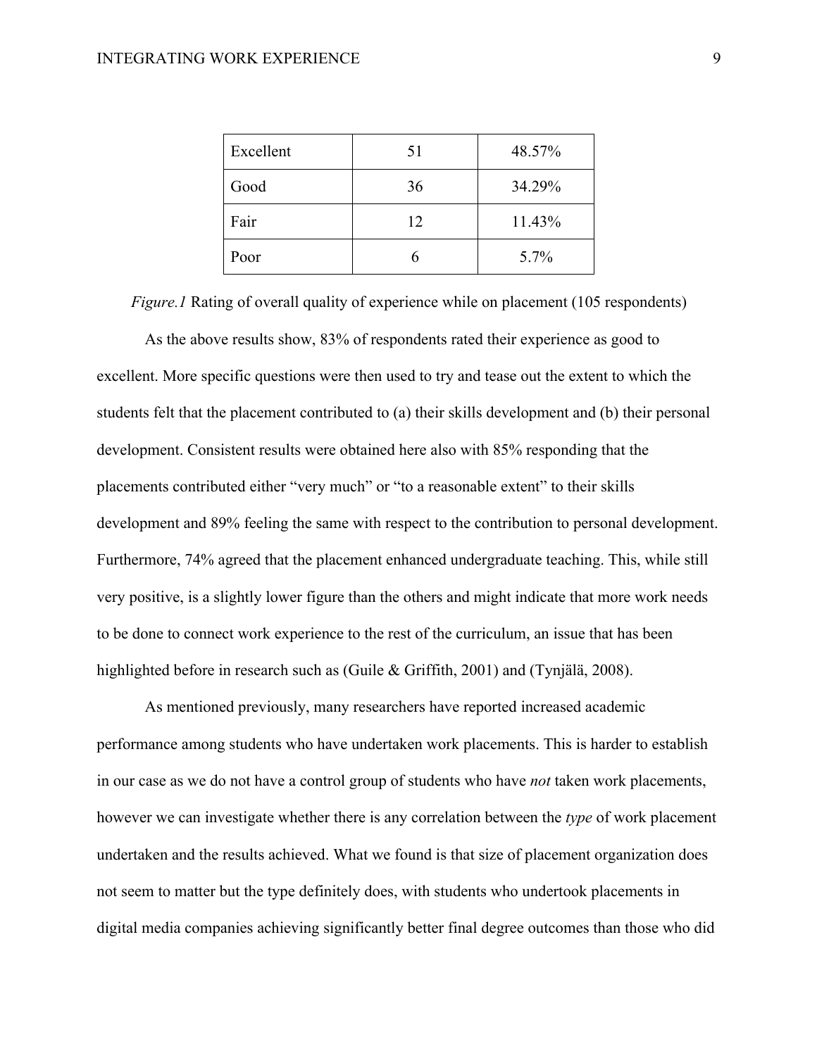| | | |
|---|---|---|
| Excellent | 51 | 48.57% |
| Good | 36 | 34.29% |
| Fair | 12 | 11.43% |
| Poor | 6 | 5.7% |

*Figure.1* Rating of overall quality of experience while on placement (105 respondents)

As the above results show, 83% of respondents rated their experience as good to excellent. More specific questions were then used to try and tease out the extent to which the students felt that the placement contributed to (a) their skills development and (b) their personal development. Consistent results were obtained here also with 85% responding that the placements contributed either "very much" or "to a reasonable extent" to their skills development and 89% feeling the same with respect to the contribution to personal development. Furthermore, 74% agreed that the placement enhanced undergraduate teaching. This, while still very positive, is a slightly lower figure than the others and might indicate that more work needs to be done to connect work experience to the rest of the curriculum, an issue that has been highlighted before in research such as (Guile & Griffith, 2001) and (Tynjälä, 2008).

As mentioned previously, many researchers have reported increased academic performance among students who have undertaken work placements. This is harder to establish in our case as we do not have a control group of students who have *not* taken work placements, however we can investigate whether there is any correlation between the *type* of work placement undertaken and the results achieved. What we found is that size of placement organization does not seem to matter but the type definitely does, with students who undertook placements in digital media companies achieving significantly better final degree outcomes than those who did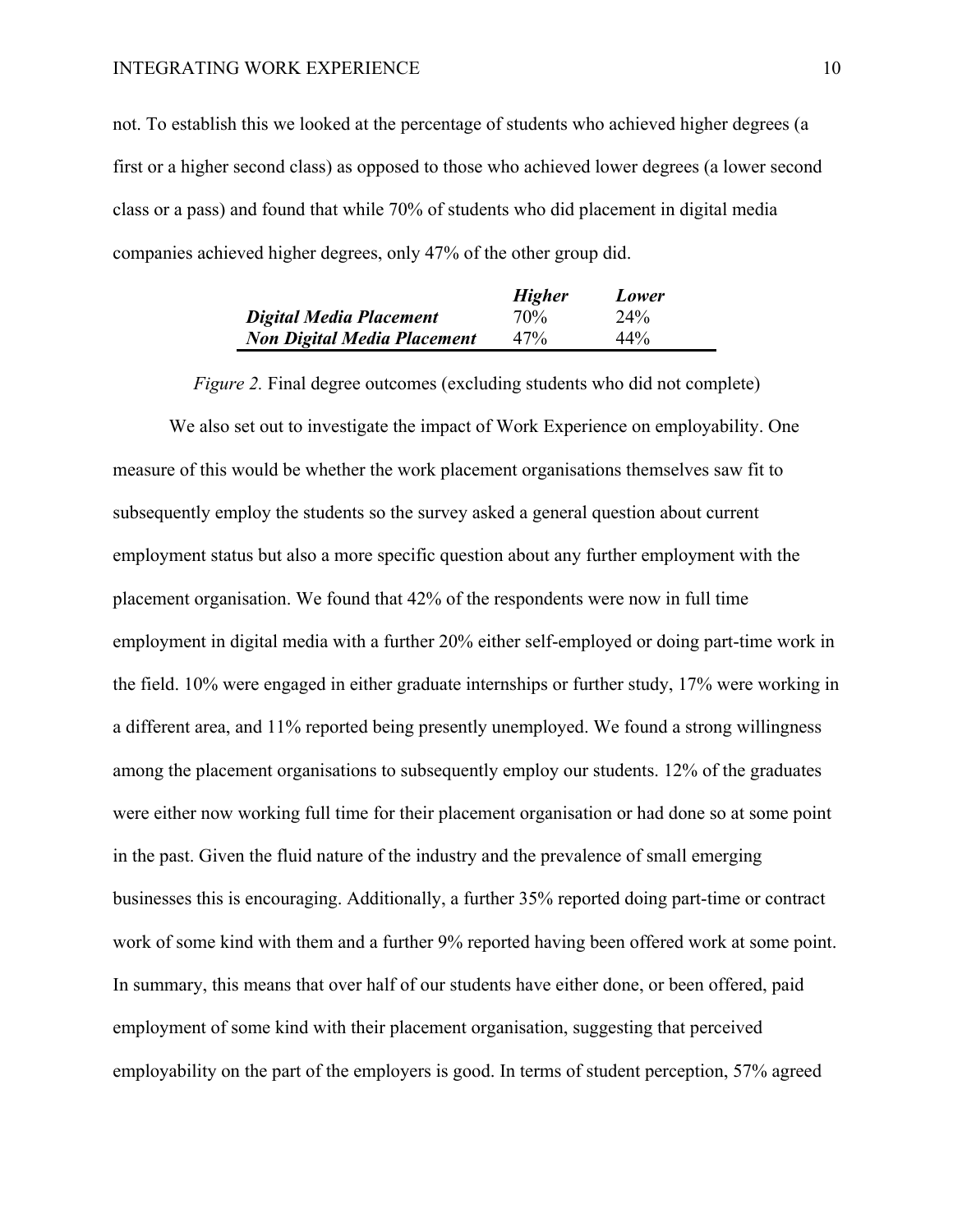not. To establish this we looked at the percentage of students who achieved higher degrees (a first or a higher second class) as opposed to those who achieved lower degrees (a lower second class or a pass) and found that while 70% of students who did placement in digital media companies achieved higher degrees, only 47% of the other group did.

| | ***Higher*** | ***Lower*** |
|---|---|---|
| ***Digital Media Placement*** | 70% | 24% |
| ***Non Digital Media Placement*** | 47% | 44% |

*Figure 2.* Final degree outcomes (excluding students who did not complete)

We also set out to investigate the impact of Work Experience on employability. One measure of this would be whether the work placement organisations themselves saw fit to subsequently employ the students so the survey asked a general question about current employment status but also a more specific question about any further employment with the placement organisation. We found that 42% of the respondents were now in full time employment in digital media with a further 20% either self-employed or doing part-time work in the field. 10% were engaged in either graduate internships or further study, 17% were working in a different area, and 11% reported being presently unemployed. We found a strong willingness among the placement organisations to subsequently employ our students. 12% of the graduates were either now working full time for their placement organisation or had done so at some point in the past. Given the fluid nature of the industry and the prevalence of small emerging businesses this is encouraging. Additionally, a further 35% reported doing part-time or contract work of some kind with them and a further 9% reported having been offered work at some point. In summary, this means that over half of our students have either done, or been offered, paid employment of some kind with their placement organisation, suggesting that perceived employability on the part of the employers is good. In terms of student perception, 57% agreed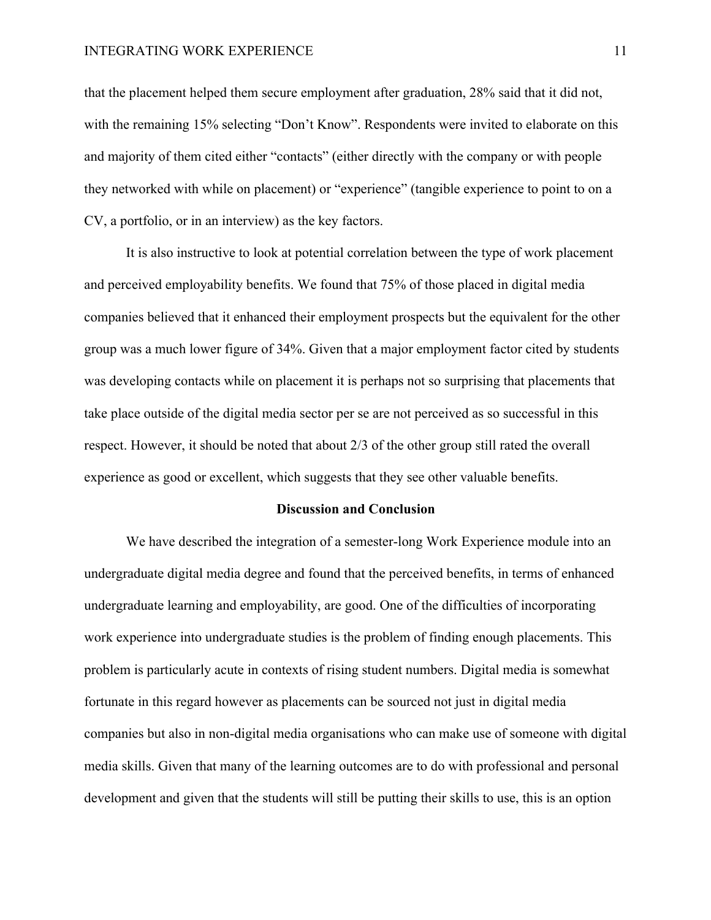that the placement helped them secure employment after graduation, 28% said that it did not, with the remaining 15% selecting "Don't Know". Respondents were invited to elaborate on this and majority of them cited either "contacts" (either directly with the company or with people they networked with while on placement) or "experience" (tangible experience to point to on a CV, a portfolio, or in an interview) as the key factors.

It is also instructive to look at potential correlation between the type of work placement and perceived employability benefits. We found that 75% of those placed in digital media companies believed that it enhanced their employment prospects but the equivalent for the other group was a much lower figure of 34%. Given that a major employment factor cited by students was developing contacts while on placement it is perhaps not so surprising that placements that take place outside of the digital media sector per se are not perceived as so successful in this respect. However, it should be noted that about 2/3 of the other group still rated the overall experience as good or excellent, which suggests that they see other valuable benefits.

## Discussion and Conclusion

We have described the integration of a semester-long Work Experience module into an undergraduate digital media degree and found that the perceived benefits, in terms of enhanced undergraduate learning and employability, are good. One of the difficulties of incorporating work experience into undergraduate studies is the problem of finding enough placements. This problem is particularly acute in contexts of rising student numbers. Digital media is somewhat fortunate in this regard however as placements can be sourced not just in digital media companies but also in non-digital media organisations who can make use of someone with digital media skills. Given that many of the learning outcomes are to do with professional and personal development and given that the students will still be putting their skills to use, this is an option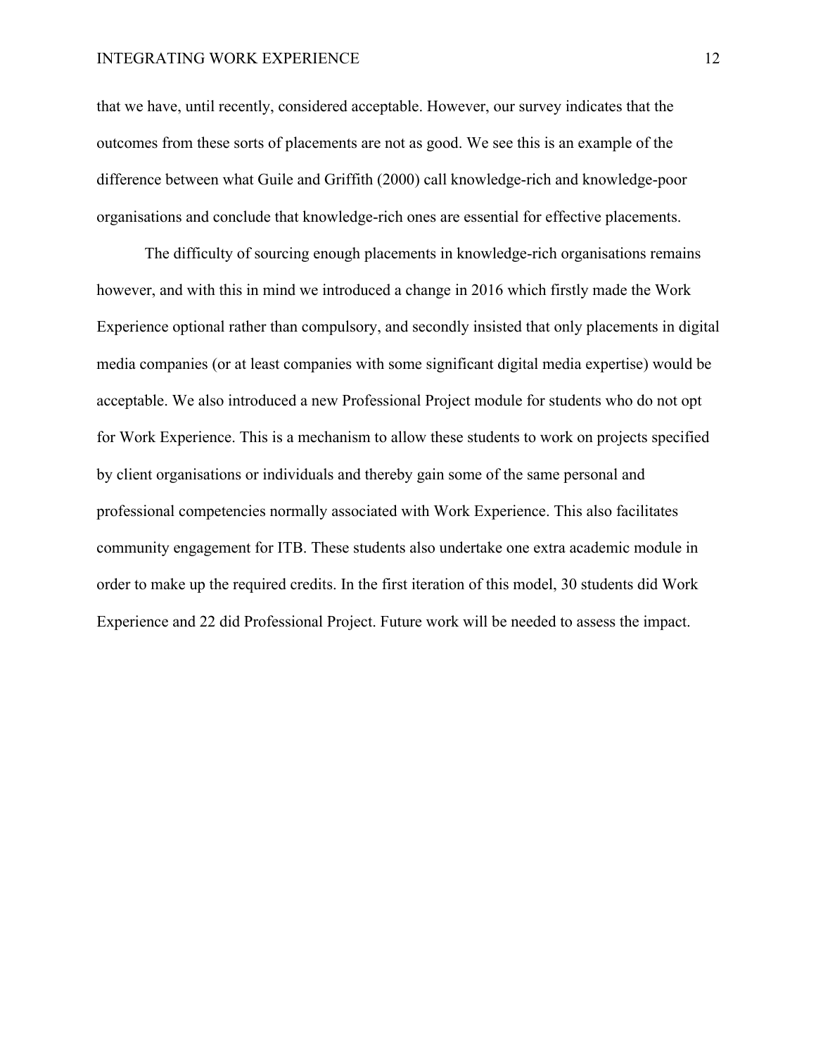that we have, until recently, considered acceptable. However, our survey indicates that the outcomes from these sorts of placements are not as good. We see this is an example of the difference between what Guile and Griffith (2000) call knowledge-rich and knowledge-poor organisations and conclude that knowledge-rich ones are essential for effective placements.

The difficulty of sourcing enough placements in knowledge-rich organisations remains however, and with this in mind we introduced a change in 2016 which firstly made the Work Experience optional rather than compulsory, and secondly insisted that only placements in digital media companies (or at least companies with some significant digital media expertise) would be acceptable. We also introduced a new Professional Project module for students who do not opt for Work Experience. This is a mechanism to allow these students to work on projects specified by client organisations or individuals and thereby gain some of the same personal and professional competencies normally associated with Work Experience. This also facilitates community engagement for ITB. These students also undertake one extra academic module in order to make up the required credits. In the first iteration of this model, 30 students did Work Experience and 22 did Professional Project. Future work will be needed to assess the impact.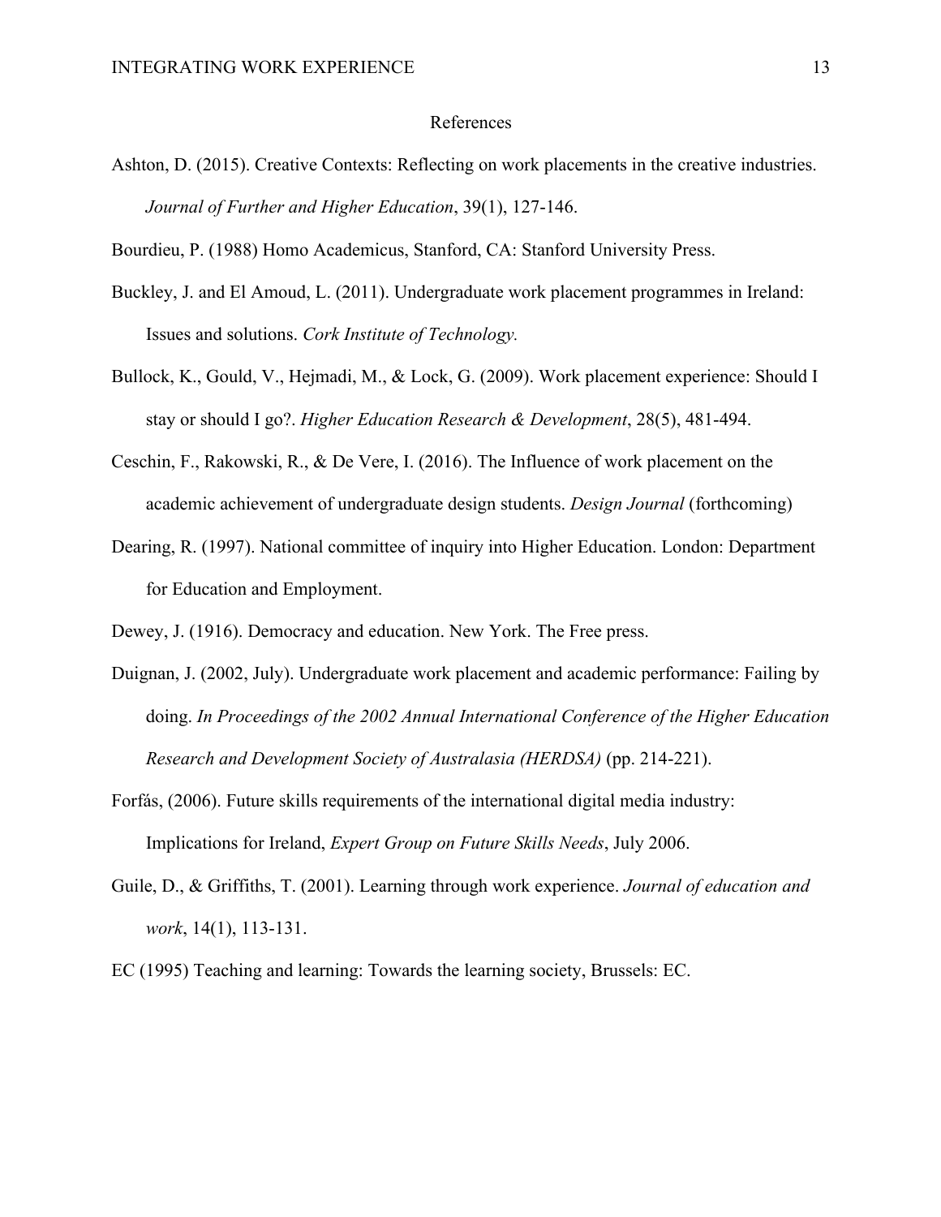# References

Ashton, D. (2015). Creative Contexts: Reflecting on work placements in the creative industries. *Journal of Further and Higher Education*, 39(1), 127-146.

Bourdieu, P. (1988) Homo Academicus, Stanford, CA: Stanford University Press.

Buckley, J. and El Amoud, L. (2011). Undergraduate work placement programmes in Ireland: Issues and solutions. *Cork Institute of Technology.*

Bullock, K., Gould, V., Hejmadi, M., & Lock, G. (2009). Work placement experience: Should I stay or should I go?. *Higher Education Research & Development*, 28(5), 481-494.

Ceschin, F., Rakowski, R., & De Vere, I. (2016). The Influence of work placement on the academic achievement of undergraduate design students. *Design Journal* (forthcoming)

Dearing, R. (1997). National committee of inquiry into Higher Education. London: Department for Education and Employment.

Dewey, J. (1916). Democracy and education. New York. The Free press.

Duignan, J. (2002, July). Undergraduate work placement and academic performance: Failing by doing. *In Proceedings of the 2002 Annual International Conference of the Higher Education Research and Development Society of Australasia (HERDSA)* (pp. 214-221).

Forfás, (2006). Future skills requirements of the international digital media industry: Implications for Ireland, *Expert Group on Future Skills Needs*, July 2006.

Guile, D., & Griffiths, T. (2001). Learning through work experience. *Journal of education and work*, 14(1), 113-131.

EC (1995) Teaching and learning: Towards the learning society, Brussels: EC.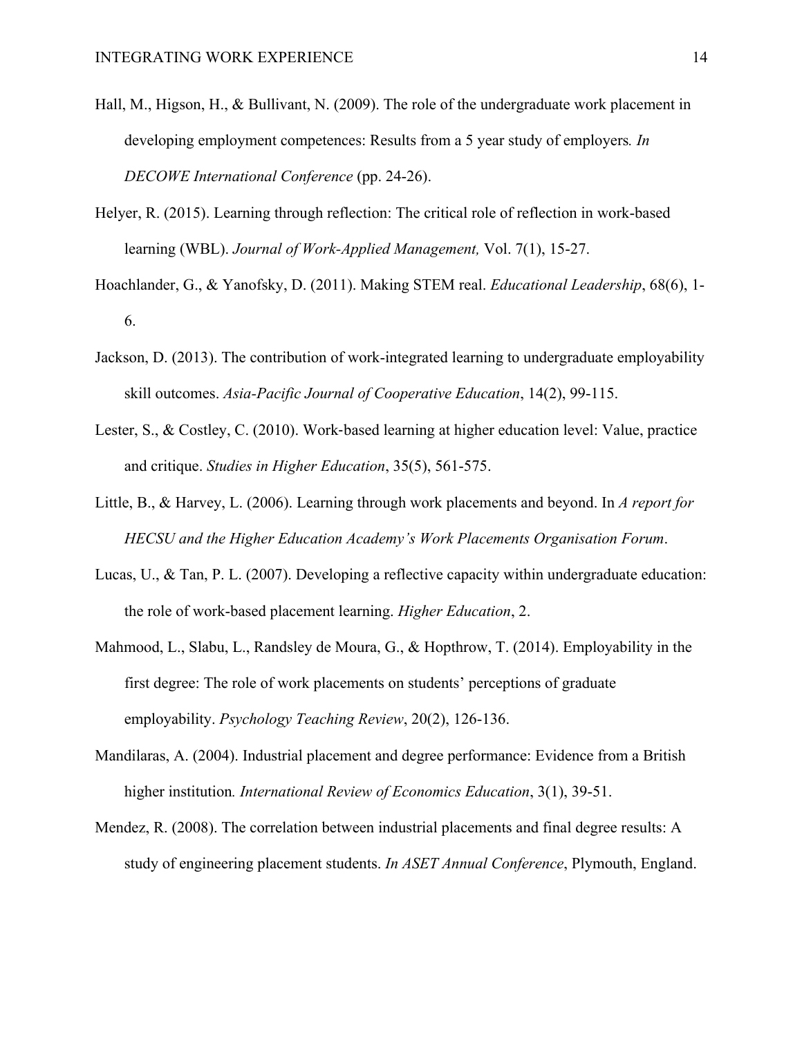Hall, M., Higson, H., & Bullivant, N. (2009). The role of the undergraduate work placement in developing employment competences: Results from a 5 year study of employers. *In DECOWE International Conference* (pp. 24-26).

Helyer, R. (2015). Learning through reflection: The critical role of reflection in work-based learning (WBL). *Journal of Work-Applied Management,* Vol. 7(1), 15-27.

Hoachlander, G., & Yanofsky, D. (2011). Making STEM real. *Educational Leadership*, 68(6), 1-6.

Jackson, D. (2013). The contribution of work-integrated learning to undergraduate employability skill outcomes. *Asia-Pacific Journal of Cooperative Education*, 14(2), 99-115.

Lester, S., & Costley, C. (2010). Work-based learning at higher education level: Value, practice and critique. *Studies in Higher Education*, 35(5), 561-575.

Little, B., & Harvey, L. (2006). Learning through work placements and beyond. In *A report for HECSU and the Higher Education Academy's Work Placements Organisation Forum*.

Lucas, U., & Tan, P. L. (2007). Developing a reflective capacity within undergraduate education: the role of work-based placement learning. *Higher Education*, 2.

Mahmood, L., Slabu, L., Randsley de Moura, G., & Hopthrow, T. (2014). Employability in the first degree: The role of work placements on students' perceptions of graduate employability. *Psychology Teaching Review*, 20(2), 126-136.

Mandilaras, A. (2004). Industrial placement and degree performance: Evidence from a British higher institution. *International Review of Economics Education*, 3(1), 39-51.

Mendez, R. (2008). The correlation between industrial placements and final degree results: A study of engineering placement students. *In ASET Annual Conference*, Plymouth, England.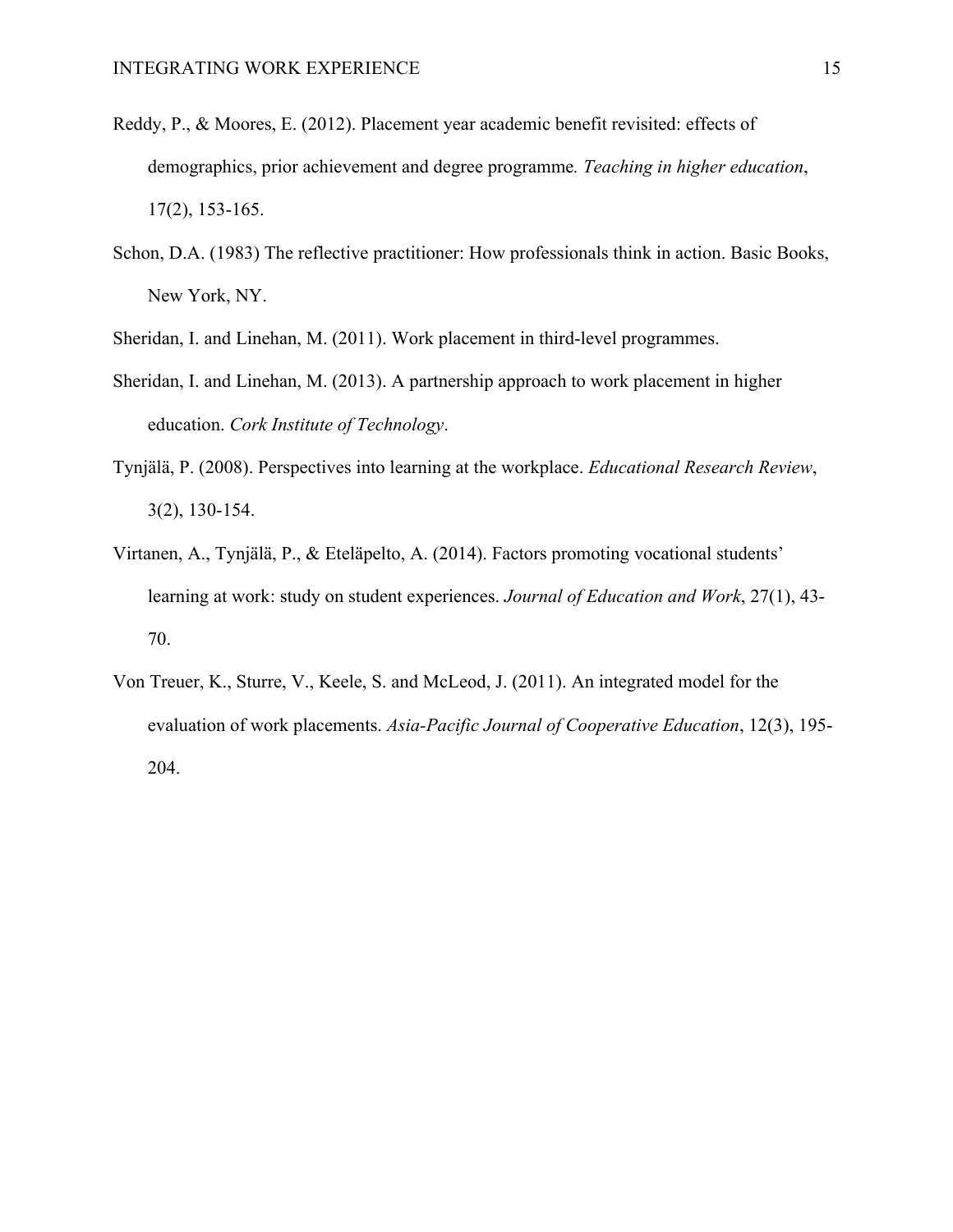Reddy, P., & Moores, E. (2012). Placement year academic benefit revisited: effects of demographics, prior achievement and degree programme. *Teaching in higher education*, 17(2), 153-165.

Schon, D.A. (1983) The reflective practitioner: How professionals think in action. Basic Books, New York, NY.

Sheridan, I. and Linehan, M. (2011). Work placement in third-level programmes.

Sheridan, I. and Linehan, M. (2013). A partnership approach to work placement in higher education. *Cork Institute of Technology*.

Tynjälä, P. (2008). Perspectives into learning at the workplace. *Educational Research Review*, 3(2), 130-154.

Virtanen, A., Tynjälä, P., & Eteläpelto, A. (2014). Factors promoting vocational students' learning at work: study on student experiences. *Journal of Education and Work*, 27(1), 43-70.

Von Treuer, K., Sturre, V., Keele, S. and McLeod, J. (2011). An integrated model for the evaluation of work placements. *Asia-Pacific Journal of Cooperative Education*, 12(3), 195-204.